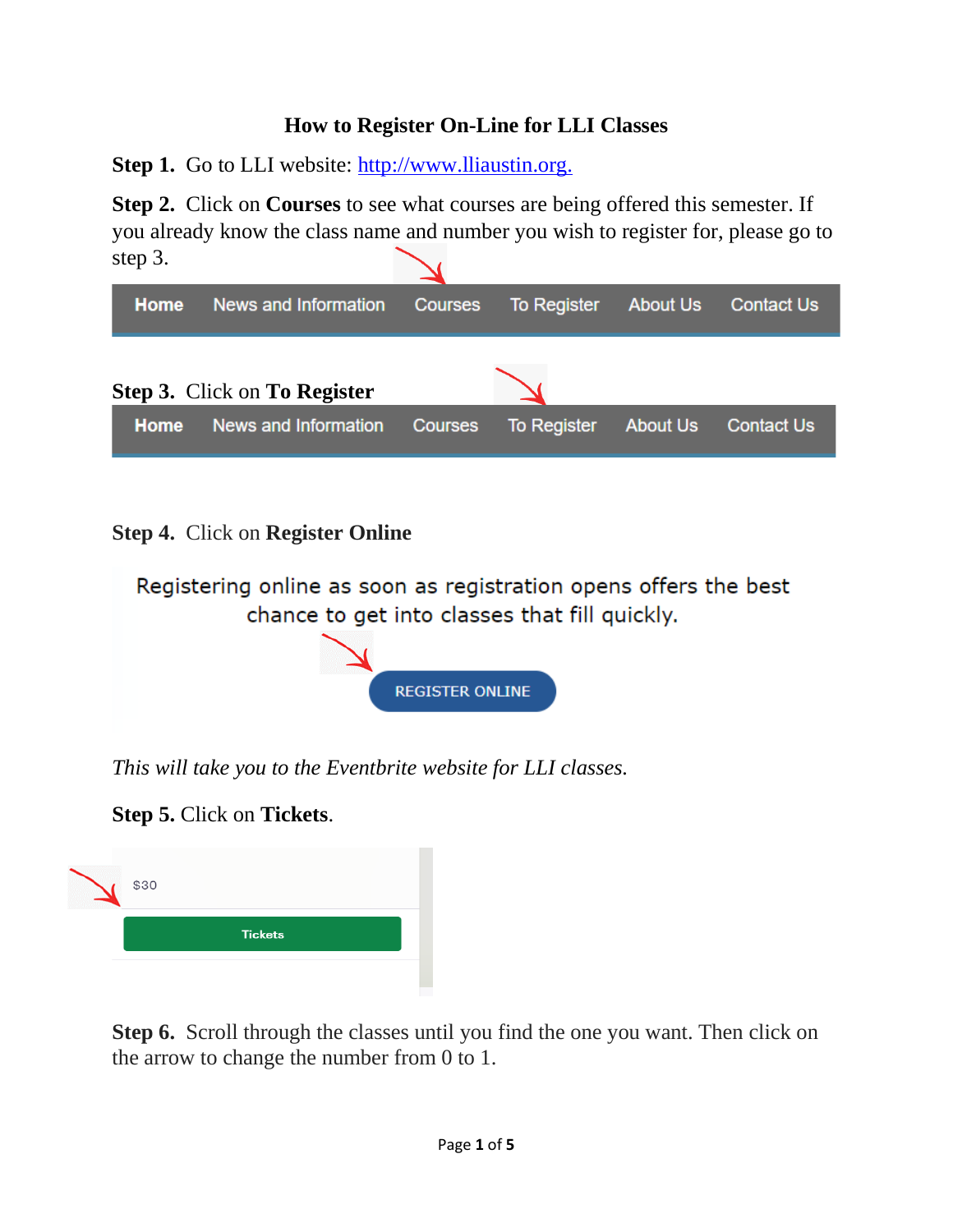# How to Register On-Line for LLI Classes

**Step 1.** Go to LLI website: http://www.lliaustin.org.

**Step 2.** Click on **Courses** to see what courses are being offered this semester. If you already know the class name and number you wish to register for, please go to step 3.

Home | News and Information | Courses | To Register | About Us | Contact Us

**Step 3.** Click on **To Register**

Home | News and Information | Courses | To Register | About Us | Contact Us

**Step 4.** Click on **Register Online**

Registering online as soon as registration opens offers the best chance to get into classes that fill quickly.

REGISTER ONLINE

*This will take you to the Eventbrite website for LLI classes.*

**Step 5.** Click on **Tickets**.

$30

Tickets

**Step 6.** Scroll through the classes until you find the one you want. Then click on the arrow to change the number from 0 to 1.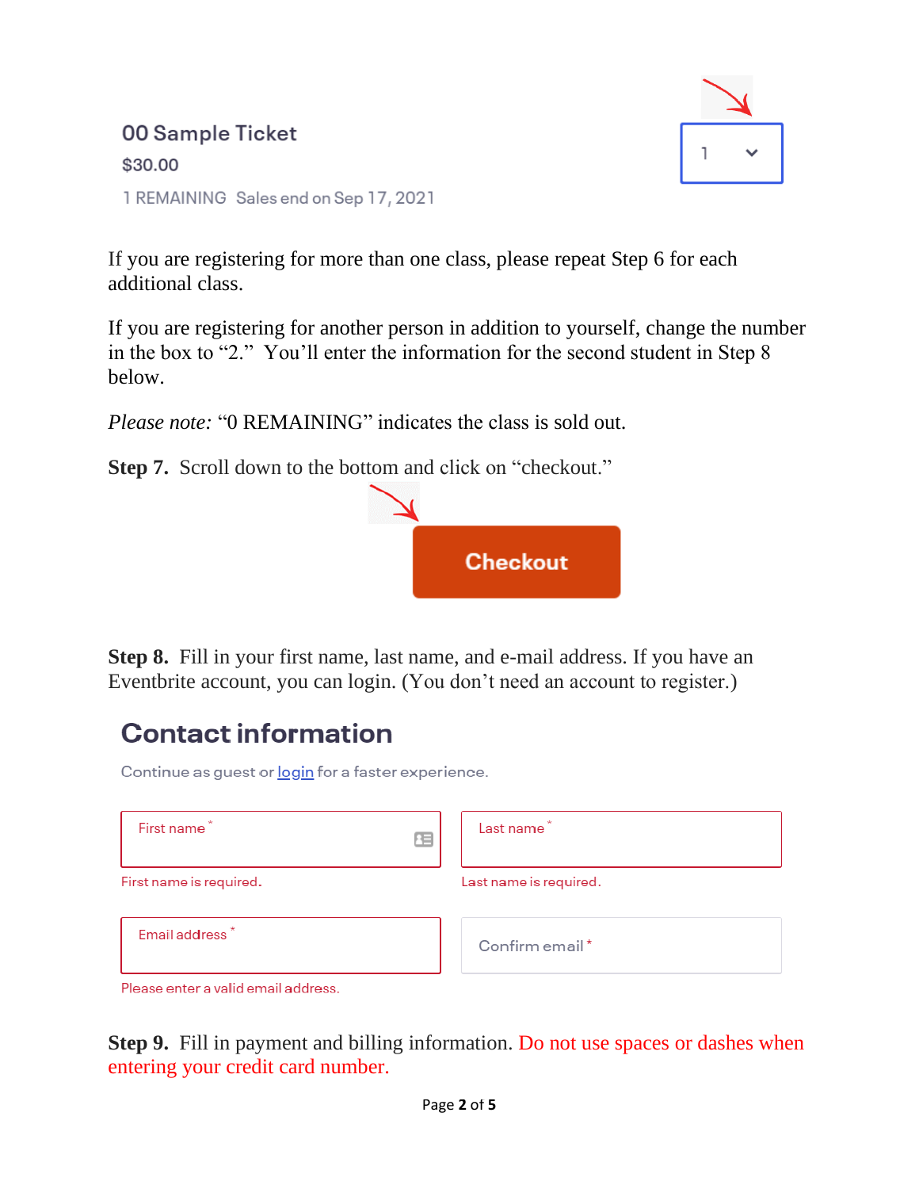00 Sample Ticket

$30.00

1 REMAINING Sales end on Sep 17, 2021

1

If you are registering for more than one class, please repeat Step 6 for each additional class.

If you are registering for another person in addition to yourself, change the number in the box to "2." You'll enter the information for the second student in Step 8 below.

*Please note:* "0 REMAINING" indicates the class is sold out.

**Step 7.** Scroll down to the bottom and click on "checkout."

Checkout

**Step 8.** Fill in your first name, last name, and e-mail address. If you have an Eventbrite account, you can login. (You don't need an account to register.)

## Contact information

Continue as guest or login for a faster experience.

First name *

First name is required.

Last name *

Last name is required.

Email address *

Please enter a valid email address.

Confirm email *

**Step 9.** Fill in payment and billing information. Do not use spaces or dashes when entering your credit card number.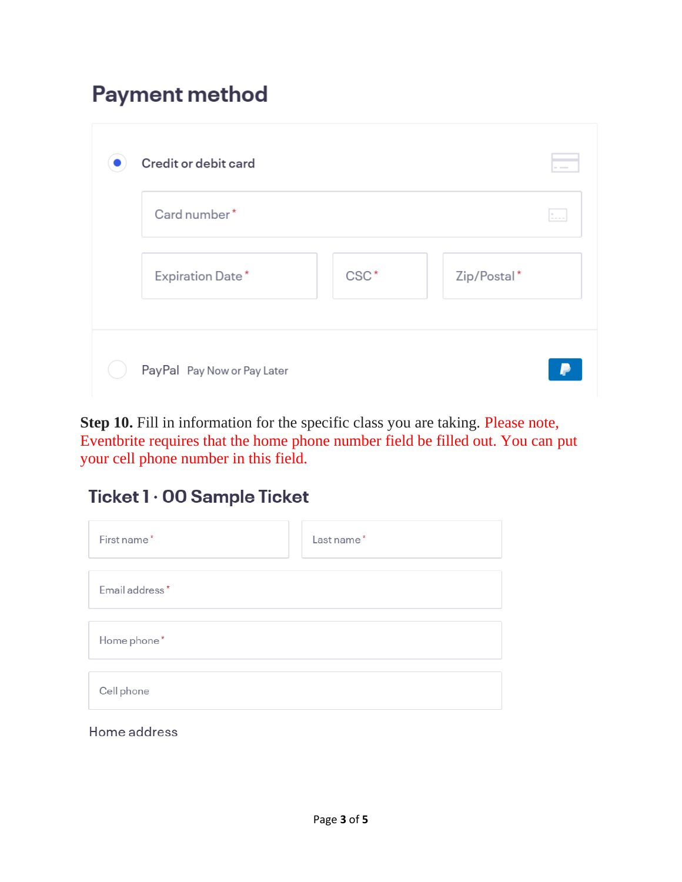## Payment method

Credit or debit card

Card number *

Expiration Date * | CSC * | Zip/Postal *

PayPal Pay Now or Pay Later

**Step 10.** Fill in information for the specific class you are taking. Please note, Eventbrite requires that the home phone number field be filled out. You can put your cell phone number in this field.

## Ticket 1 · 00 Sample Ticket

First name * | Last name *

Email address *

Home phone *

Cell phone

Home address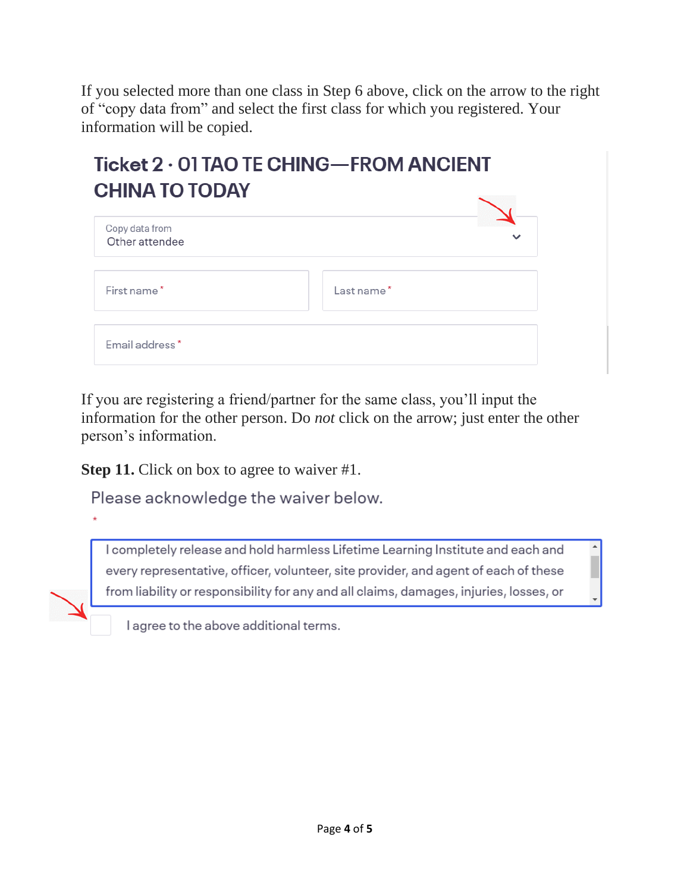If you selected more than one class in Step 6 above, click on the arrow to the right of "copy data from" and select the first class for which you registered. Your information will be copied.

**Ticket 2 · 01 TAO TE CHING—FROM ANCIENT CHINA TO TODAY**

Copy data from
Other attendee

First name *

Last name *

Email address *

If you are registering a friend/partner for the same class, you'll input the information for the other person. Do *not* click on the arrow; just enter the other person's information.

**Step 11.** Click on box to agree to waiver #1.

Please acknowledge the waiver below.

*

I completely release and hold harmless Lifetime Learning Institute and each and every representative, officer, volunteer, site provider, and agent of each of these from liability or responsibility for any and all claims, damages, injuries, losses, or

I agree to the above additional terms.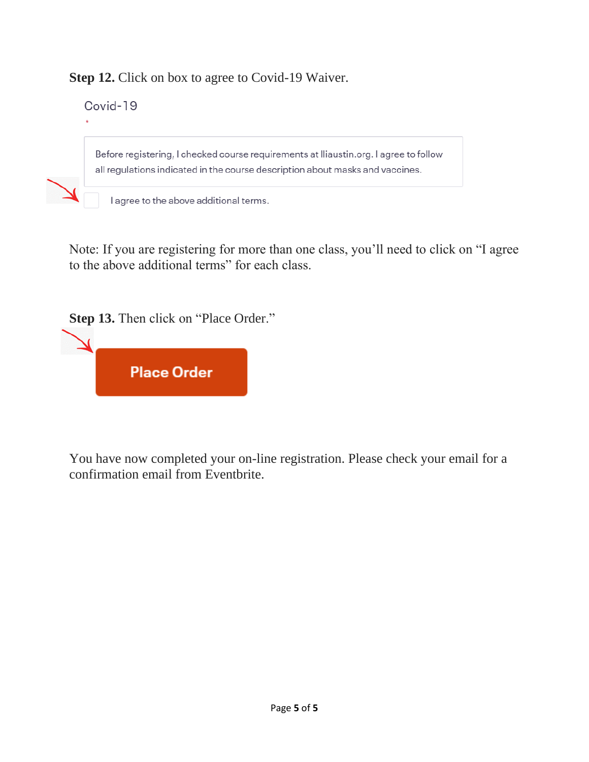**Step 12.** Click on box to agree to Covid-19 Waiver.

Covid-19

*

Before registering, I checked course requirements at lliaustin.org. I agree to follow all regulations indicated in the course description about masks and vaccines.

I agree to the above additional terms.

Note: If you are registering for more than one class, you'll need to click on "I agree to the above additional terms" for each class.

**Step 13.** Then click on "Place Order."

Place Order

You have now completed your on-line registration. Please check your email for a confirmation email from Eventbrite.